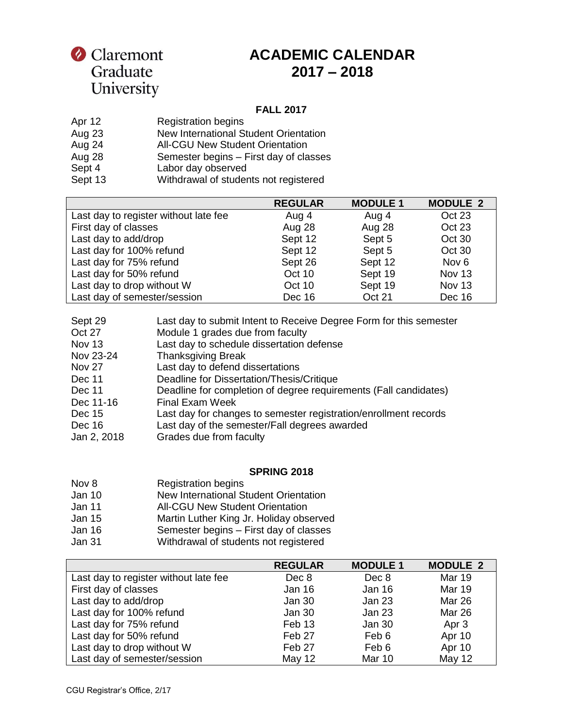Claremont Graduate University

# ACADEMIC CALENDAR 2017 – 2018

## FALL 2017

| | |
|---|---|
| Apr 12 | Registration begins |
| Aug 23 | New International Student Orientation |
| Aug 24 | All-CGU New Student Orientation |
| Aug 28 | Semester begins – First day of classes |
| Sept 4 | Labor day observed |
| Sept 13 | Withdrawal of students not registered |

| | REGULAR | MODULE 1 | MODULE 2 |
|---|---|---|---|
| Last day to register without late fee | Aug 4 | Aug 4 | Oct 23 |
| First day of classes | Aug 28 | Aug 28 | Oct 23 |
| Last day to add/drop | Sept 12 | Sept 5 | Oct 30 |
| Last day for 100% refund | Sept 12 | Sept 5 | Oct 30 |
| Last day for 75% refund | Sept 26 | Sept 12 | Nov 6 |
| Last day for 50% refund | Oct 10 | Sept 19 | Nov 13 |
| Last day to drop without W | Oct 10 | Sept 19 | Nov 13 |
| Last day of semester/session | Dec 16 | Oct 21 | Dec 16 |

| | |
|---|---|
| Sept 29 | Last day to submit Intent to Receive Degree Form for this semester |
| Oct 27 | Module 1 grades due from faculty |
| Nov 13 | Last day to schedule dissertation defense |
| Nov 23-24 | Thanksgiving Break |
| Nov 27 | Last day to defend dissertations |
| Dec 11 | Deadline for Dissertation/Thesis/Critique |
| Dec 11 | Deadline for completion of degree requirements (Fall candidates) |
| Dec 11-16 | Final Exam Week |
| Dec 15 | Last day for changes to semester registration/enrollment records |
| Dec 16 | Last day of the semester/Fall degrees awarded |
| Jan 2, 2018 | Grades due from faculty |

## SPRING 2018

| | |
|---|---|
| Nov 8 | Registration begins |
| Jan 10 | New International Student Orientation |
| Jan 11 | All-CGU New Student Orientation |
| Jan 15 | Martin Luther King Jr. Holiday observed |
| Jan 16 | Semester begins – First day of classes |
| Jan 31 | Withdrawal of students not registered |

| | REGULAR | MODULE 1 | MODULE 2 |
|---|---|---|---|
| Last day to register without late fee | Dec 8 | Dec 8 | Mar 19 |
| First day of classes | Jan 16 | Jan 16 | Mar 19 |
| Last day to add/drop | Jan 30 | Jan 23 | Mar 26 |
| Last day for 100% refund | Jan 30 | Jan 23 | Mar 26 |
| Last day for 75% refund | Feb 13 | Jan 30 | Apr 3 |
| Last day for 50% refund | Feb 27 | Feb 6 | Apr 10 |
| Last day to drop without W | Feb 27 | Feb 6 | Apr 10 |
| Last day of semester/session | May 12 | Mar 10 | May 12 |

CGU Registrar's Office, 2/17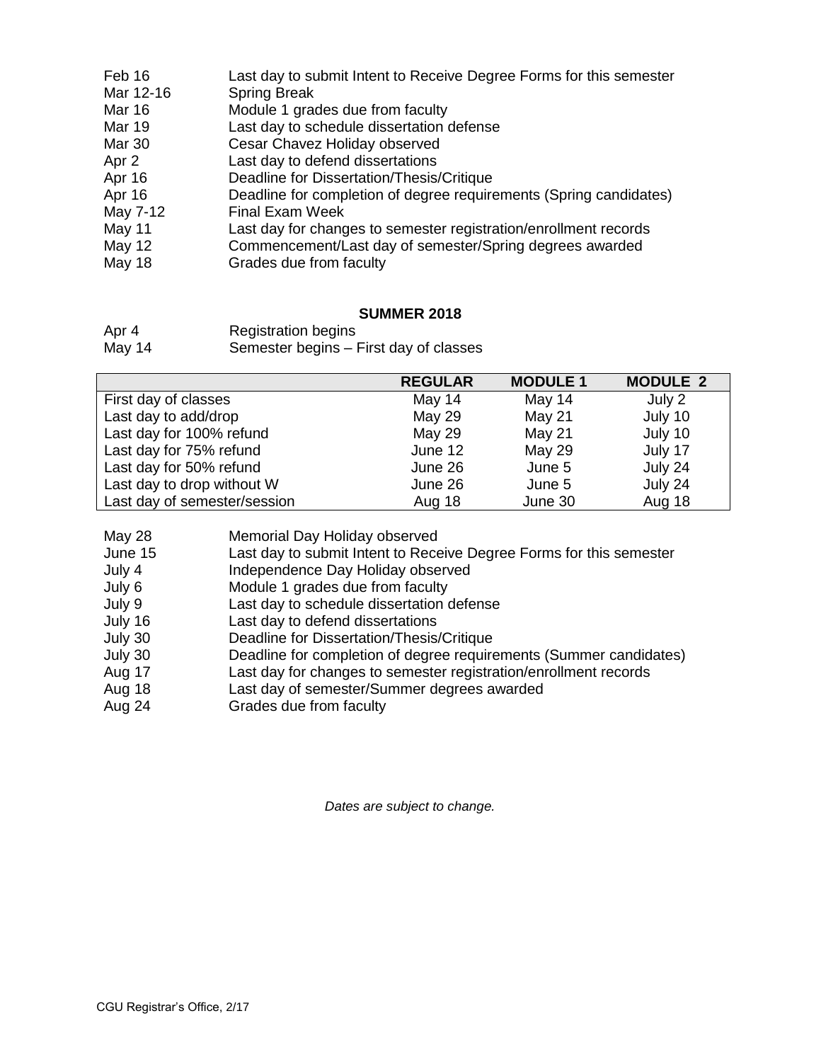Feb 16 Last day to submit Intent to Receive Degree Forms for this semester
Mar 12-16 Spring Break
Mar 16 Module 1 grades due from faculty
Mar 19 Last day to schedule dissertation defense
Mar 30 Cesar Chavez Holiday observed
Apr 2 Last day to defend dissertations
Apr 16 Deadline for Dissertation/Thesis/Critique
Apr 16 Deadline for completion of degree requirements (Spring candidates)
May 7-12 Final Exam Week
May 11 Last day for changes to semester registration/enrollment records
May 12 Commencement/Last day of semester/Spring degrees awarded
May 18 Grades due from faculty

## SUMMER 2018

Apr 4 Registration begins
May 14 Semester begins – First day of classes

| | REGULAR | MODULE 1 | MODULE 2 |
|---|---|---|---|
| First day of classes | May 14 | May 14 | July 2 |
| Last day to add/drop | May 29 | May 21 | July 10 |
| Last day for 100% refund | May 29 | May 21 | July 10 |
| Last day for 75% refund | June 12 | May 29 | July 17 |
| Last day for 50% refund | June 26 | June 5 | July 24 |
| Last day to drop without W | June 26 | June 5 | July 24 |
| Last day of semester/session | Aug 18 | June 30 | Aug 18 |

May 28 Memorial Day Holiday observed
June 15 Last day to submit Intent to Receive Degree Forms for this semester
July 4 Independence Day Holiday observed
July 6 Module 1 grades due from faculty
July 9 Last day to schedule dissertation defense
July 16 Last day to defend dissertations
July 30 Deadline for Dissertation/Thesis/Critique
July 30 Deadline for completion of degree requirements (Summer candidates)
Aug 17 Last day for changes to semester registration/enrollment records
Aug 18 Last day of semester/Summer degrees awarded
Aug 24 Grades due from faculty

*Dates are subject to change.*

CGU Registrar's Office, 2/17